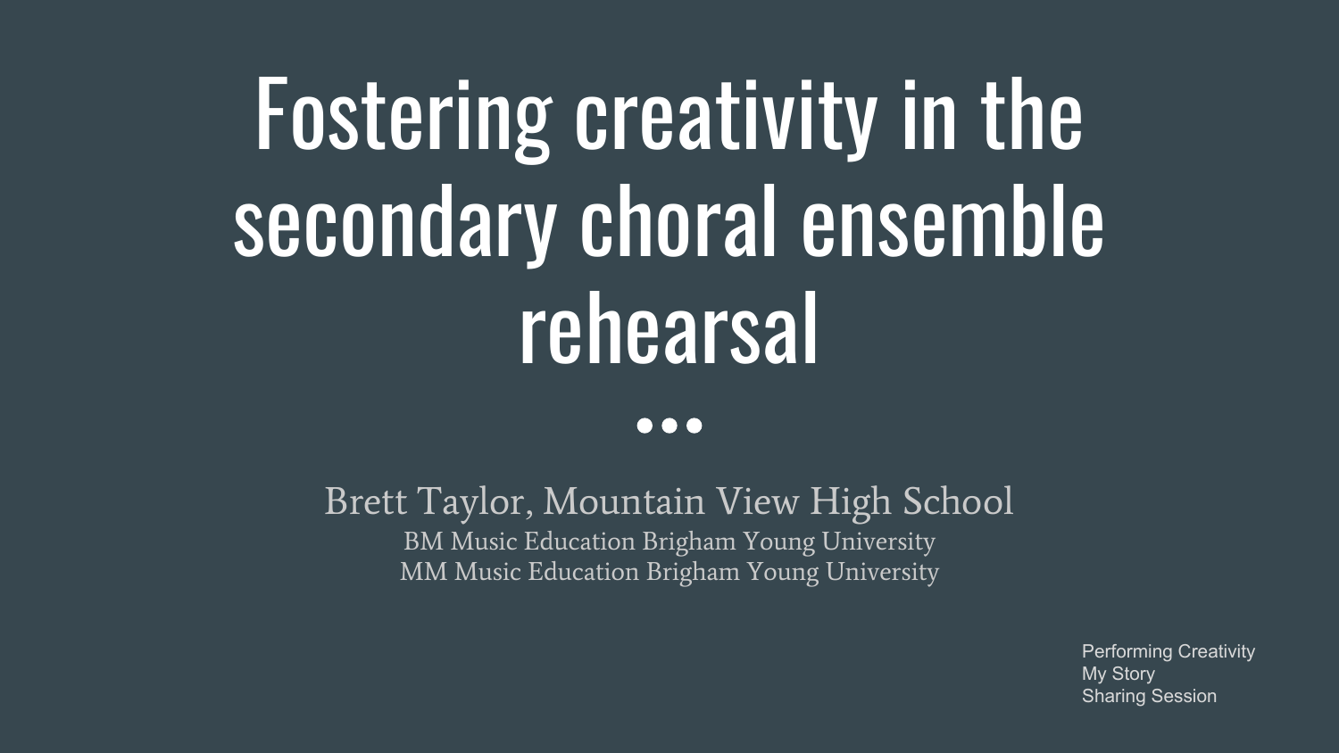# Fostering creativity in the secondary choral ensemble rehearsal

Brett Taylor, Mountain View High School

BM Music Education Brigham Young University

MM Music Education Brigham Young University

Performing Creativity
My Story
Sharing Session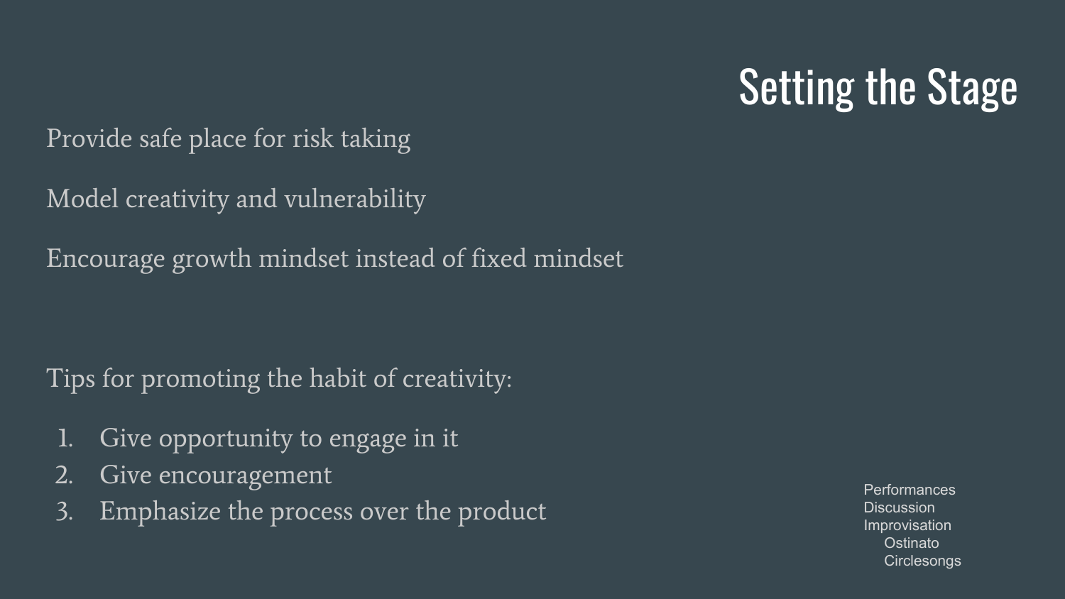# Setting the Stage

Provide safe place for risk taking

Model creativity and vulnerability

Encourage growth mindset instead of fixed mindset

Tips for promoting the habit of creativity:

1. Give opportunity to engage in it
2. Give encouragement
3. Emphasize the process over the product

- Performances
- Discussion
- Improvisation
  - Ostinato
  - Circlesongs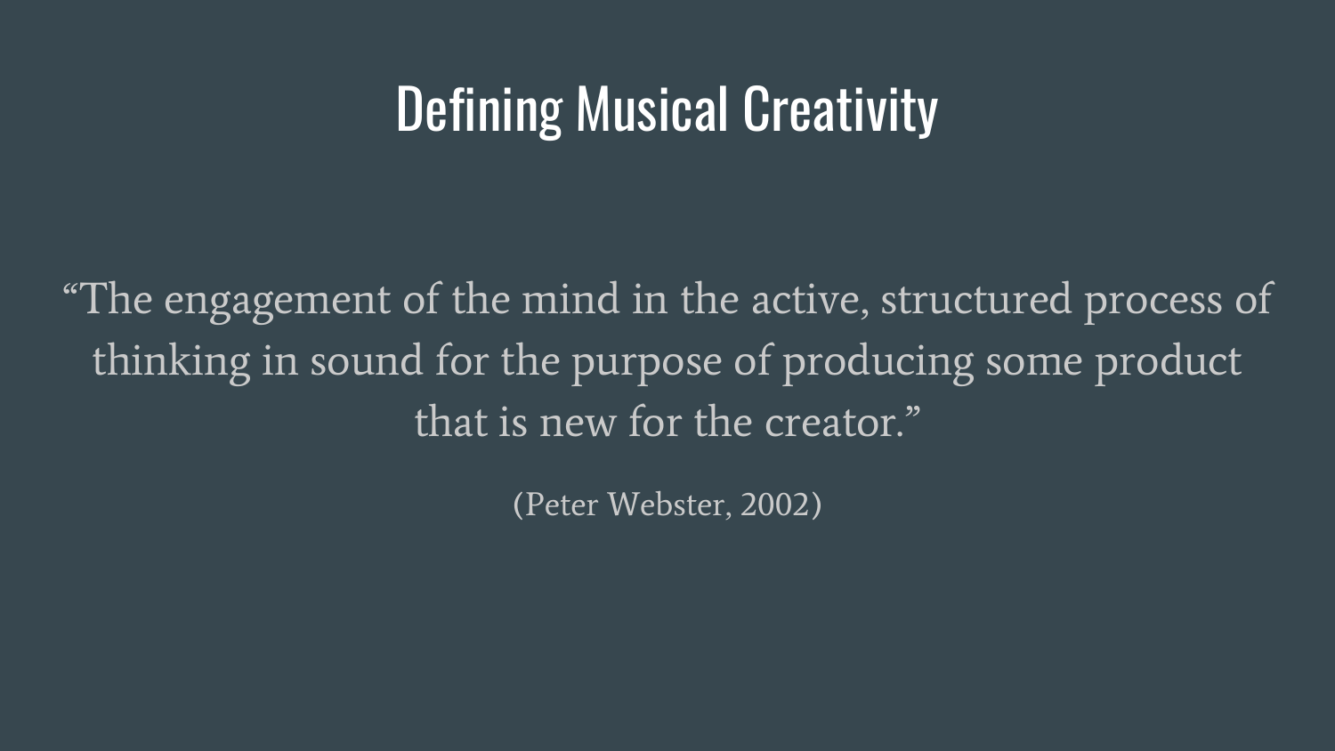# Defining Musical Creativity

"The engagement of the mind in the active, structured process of thinking in sound for the purpose of producing some product that is new for the creator."

(Peter Webster, 2002)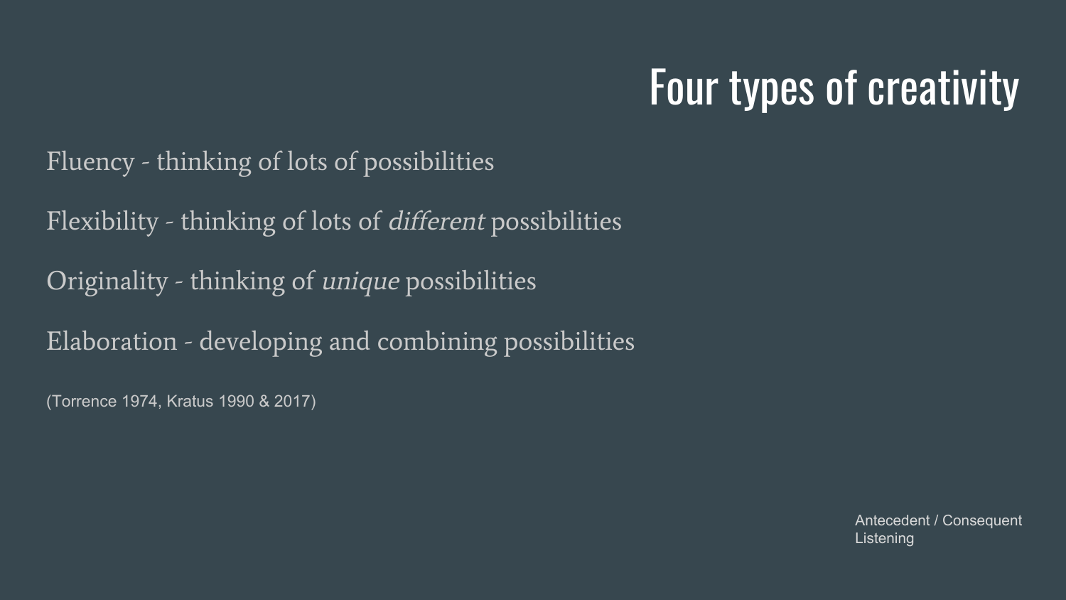# Four types of creativity

Fluency - thinking of lots of possibilities

Flexibility - thinking of lots of *different* possibilities

Originality - thinking of *unique* possibilities

Elaboration - developing and combining possibilities

(Torrence 1974, Kratus 1990 & 2017)

Antecedent / Consequent Listening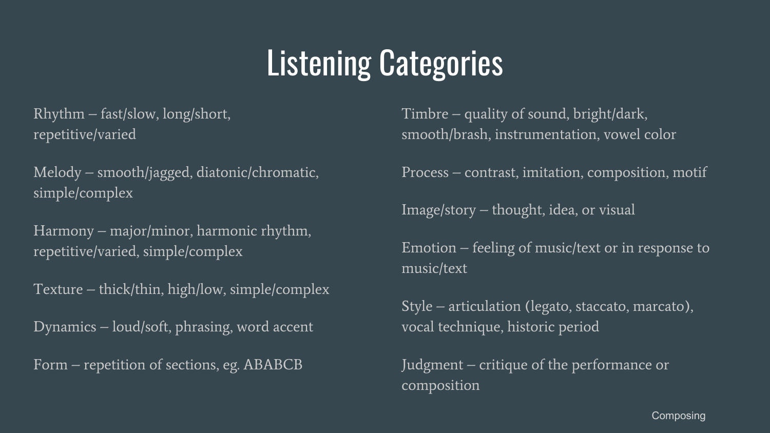# Listening Categories

Rhythm – fast/slow, long/short, repetitive/varied

Melody – smooth/jagged, diatonic/chromatic, simple/complex

Harmony – major/minor, harmonic rhythm, repetitive/varied, simple/complex

Texture – thick/thin, high/low, simple/complex

Dynamics – loud/soft, phrasing, word accent

Form – repetition of sections, eg. ABABCB

Timbre – quality of sound, bright/dark, smooth/brash, instrumentation, vowel color

Process – contrast, imitation, composition, motif

Image/story – thought, idea, or visual

Emotion – feeling of music/text or in response to music/text

Style – articulation (legato, staccato, marcato), vocal technique, historic period

Judgment – critique of the performance or composition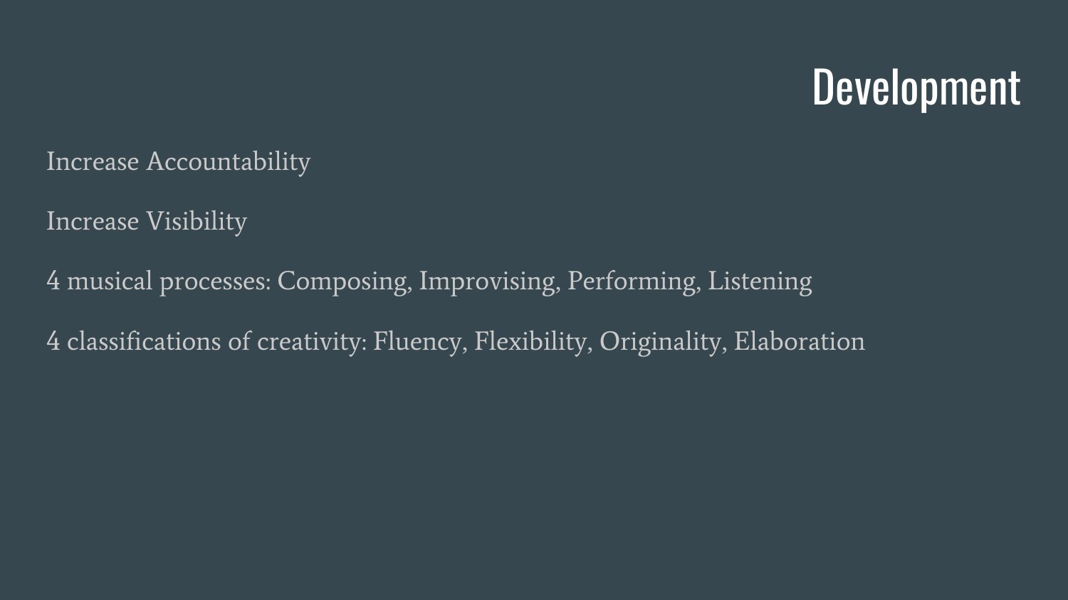# Development

Increase Accountability

Increase Visibility

4 musical processes: Composing, Improvising, Performing, Listening

4 classifications of creativity: Fluency, Flexibility, Originality, Elaboration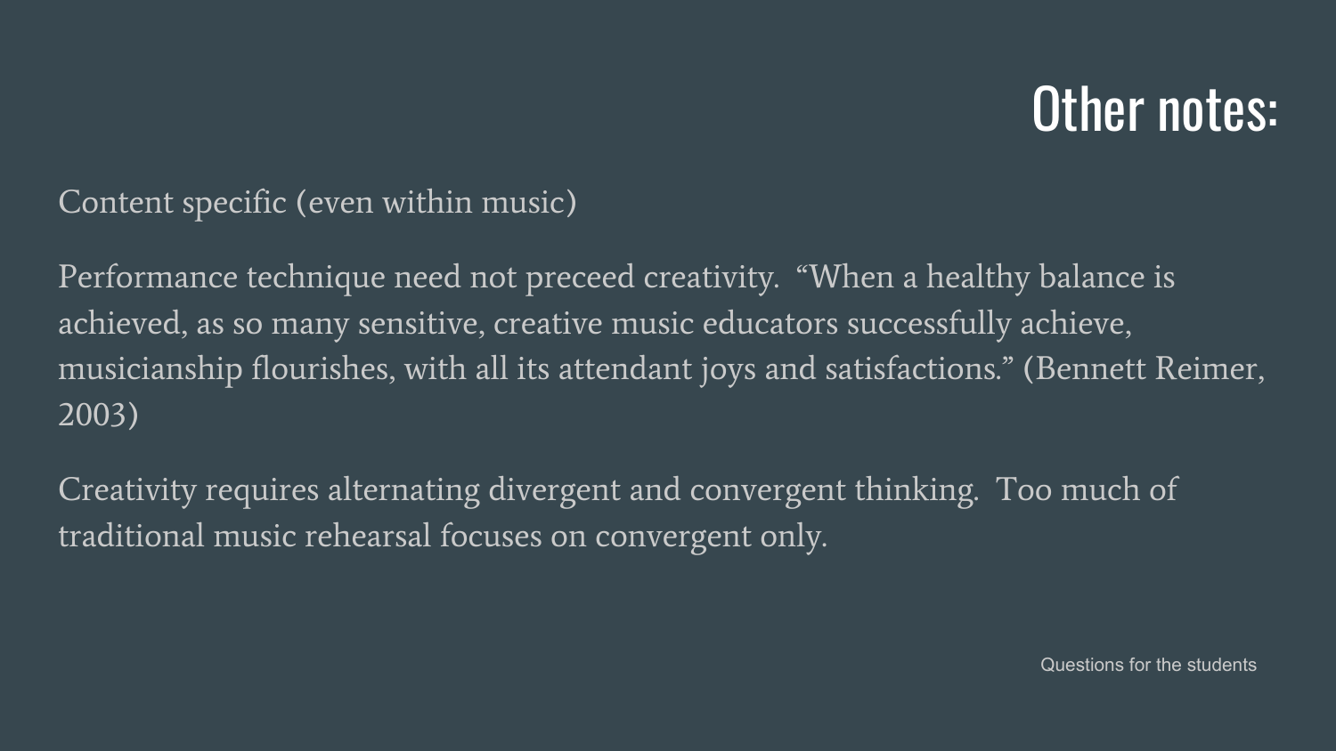# Other notes:

Content specific (even within music)

Performance technique need not preceed creativity. “When a healthy balance is achieved, as so many sensitive, creative music educators successfully achieve, musicianship flourishes, with all its attendant joys and satisfactions.” (Bennett Reimer, 2003)

Creativity requires alternating divergent and convergent thinking. Too much of traditional music rehearsal focuses on convergent only.

Questions for the students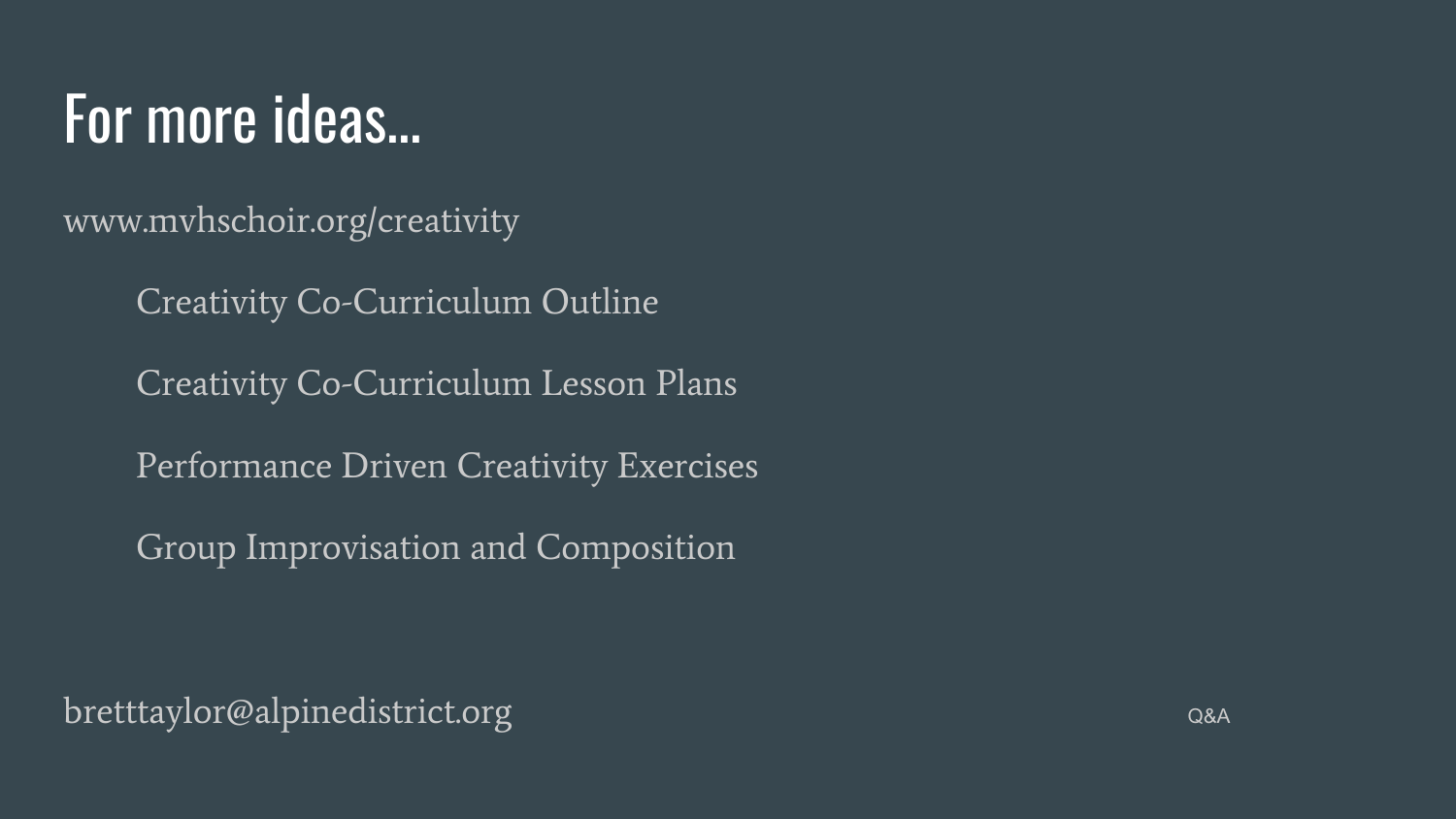# For more ideas...

www.mvhschoir.org/creativity

- Creativity Co-Curriculum Outline
- Creativity Co-Curriculum Lesson Plans
- Performance Driven Creativity Exercises
- Group Improvisation and Composition

bretttaylor@alpinedistrict.org

Q&A